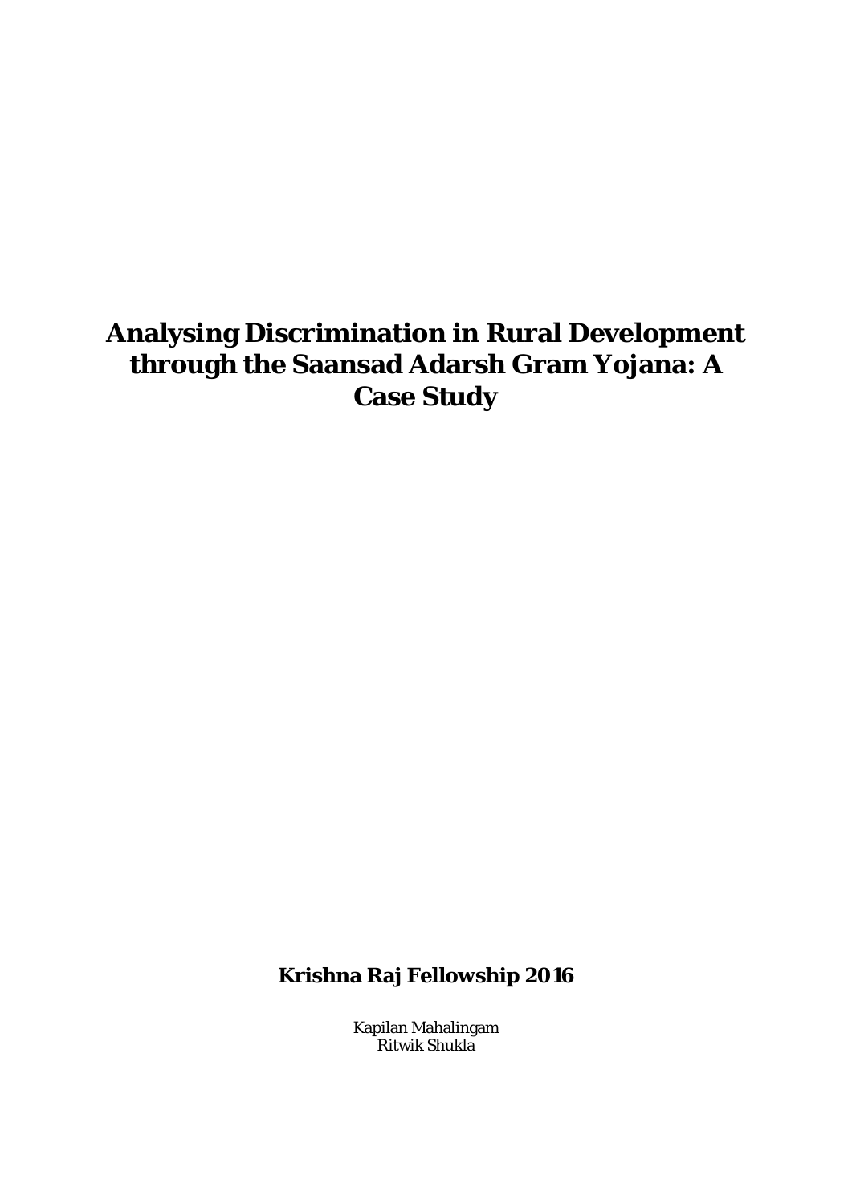# Analysing Discrimination in Rural Development through the Saansad Adarsh Gram Yojana: A Case Study

**Krishna Raj Fellowship 2016**

Kapilan Mahalingam
Ritwik Shukla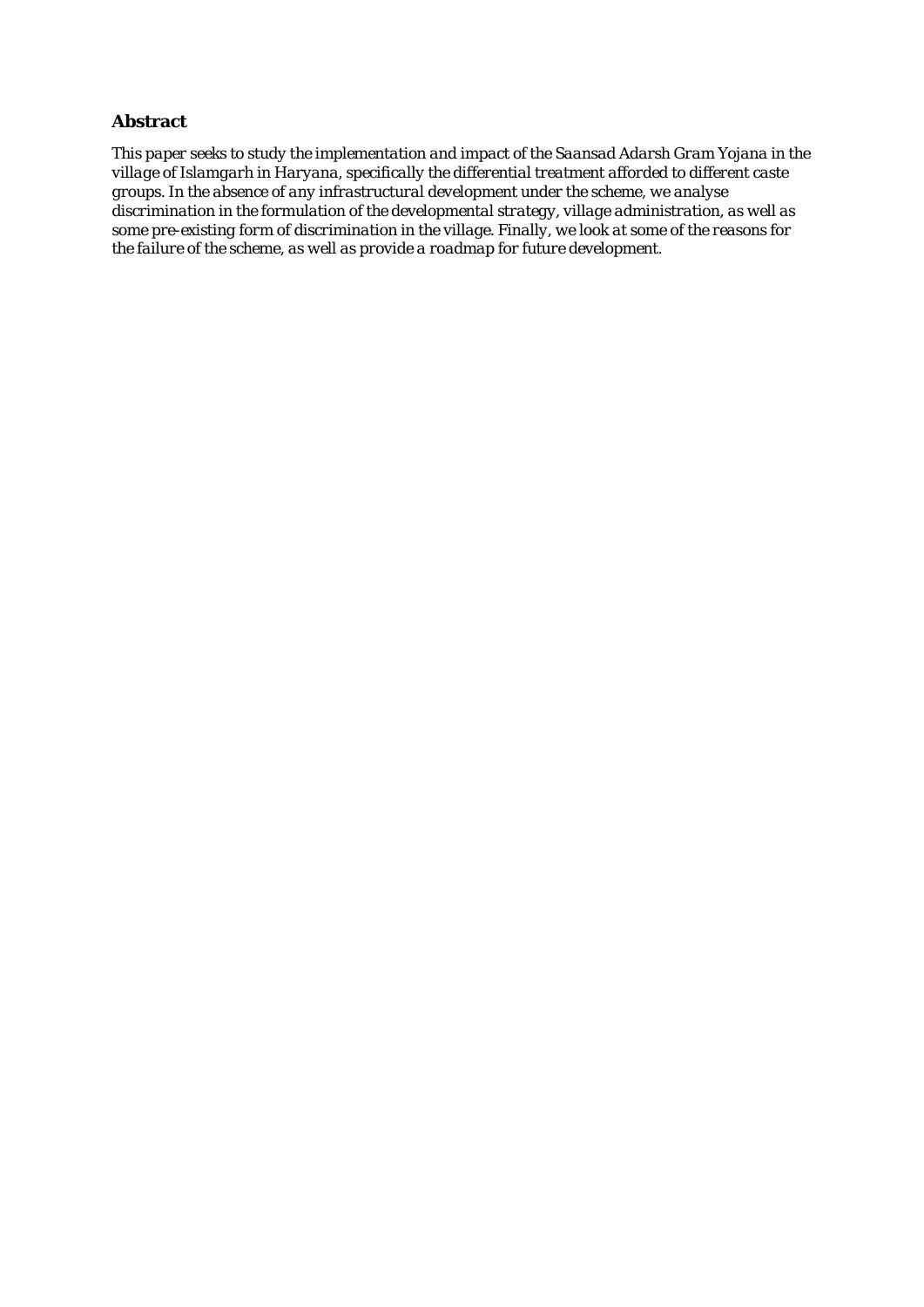## Abstract

*This paper seeks to study the implementation and impact of the Saansad Adarsh Gram Yojana in the village of Islamgarh in Haryana, specifically the differential treatment afforded to different caste groups. In the absence of any infrastructural development under the scheme, we analyse discrimination in the formulation of the developmental strategy, village administration, as well as some pre-existing form of discrimination in the village. Finally, we look at some of the reasons for the failure of the scheme, as well as provide a roadmap for future development.*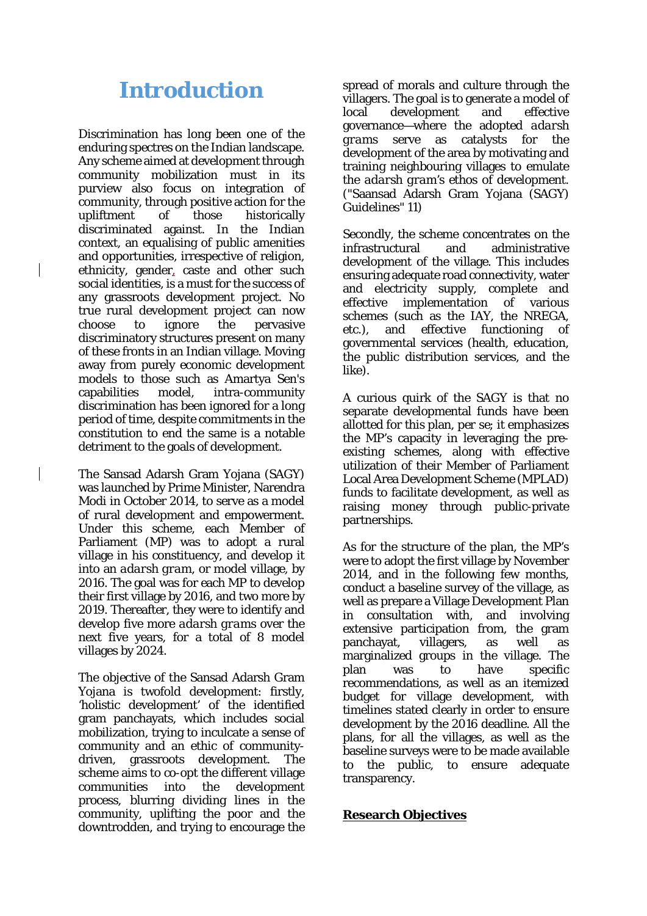# Introduction

Discrimination has long been one of the enduring spectres on the Indian landscape. Any scheme aimed at development through community mobilization must in its purview also focus on integration of community, through positive action for the upliftment of those historically discriminated against. In the Indian context, an equalising of public amenities and opportunities, irrespective of religion, ethnicity, gender, caste and other such social identities, is a must for the success of any grassroots development project. No true rural development project can now choose to ignore the pervasive discriminatory structures present on many of these fronts in an Indian village. Moving away from purely economic development models to those such as Amartya Sen's capabilities model, intra-community discrimination has been ignored for a long period of time, despite commitments in the constitution to end the same is a notable detriment to the goals of development.

The Sansad Adarsh Gram Yojana (SAGY) was launched by Prime Minister, Narendra Modi in October 2014, to serve as a model of rural development and empowerment. Under this scheme, each Member of Parliament (MP) was to adopt a rural village in his constituency, and develop it into an *adarsh gram*, or model village, by 2016. The goal was for each MP to develop their first village by 2016, and two more by 2019. Thereafter, they were to identify and develop five more *adarsh grams* over the next five years, for a total of 8 model villages by 2024.

The objective of the Sansad Adarsh Gram Yojana is twofold development: firstly, 'holistic development' of the identified gram panchayats, which includes social mobilization, trying to inculcate a sense of community and an ethic of community-driven, grassroots development. The scheme aims to co-opt the different village communities into the development process, blurring dividing lines in the community, uplifting the poor and the downtrodden, and trying to encourage the spread of morals and culture through the villagers. The goal is to generate a model of local development and effective governance—where the adopted *adarsh grams* serve as catalysts for the development of the area by motivating and training neighbouring villages to emulate the *adarsh gram*'s ethos of development. ("Saansad Adarsh Gram Yojana (SAGY) Guidelines" 11)

Secondly, the scheme concentrates on the infrastructural and administrative development of the village. This includes ensuring adequate road connectivity, water and electricity supply, complete and effective implementation of various schemes (such as the IAY, the NREGA, etc.), and effective functioning of governmental services (health, education, the public distribution services, and the like).

A curious quirk of the SAGY is that no separate developmental funds have been allotted for this plan, per se; it emphasizes the MP's capacity in leveraging the pre-existing schemes, along with effective utilization of their Member of Parliament Local Area Development Scheme (MPLAD) funds to facilitate development, as well as raising money through public-private partnerships.

As for the structure of the plan, the MP's were to adopt the first village by November 2014, and in the following few months, conduct a baseline survey of the village, as well as prepare a Village Development Plan in consultation with, and involving extensive participation from, the gram panchayat, villagers, as well as marginalized groups in the village. The plan was to have specific recommendations, as well as an itemized budget for village development, with timelines stated clearly in order to ensure development by the 2016 deadline. All the plans, for all the villages, as well as the baseline surveys were to be made available to the public, to ensure adequate transparency.

## Research Objectives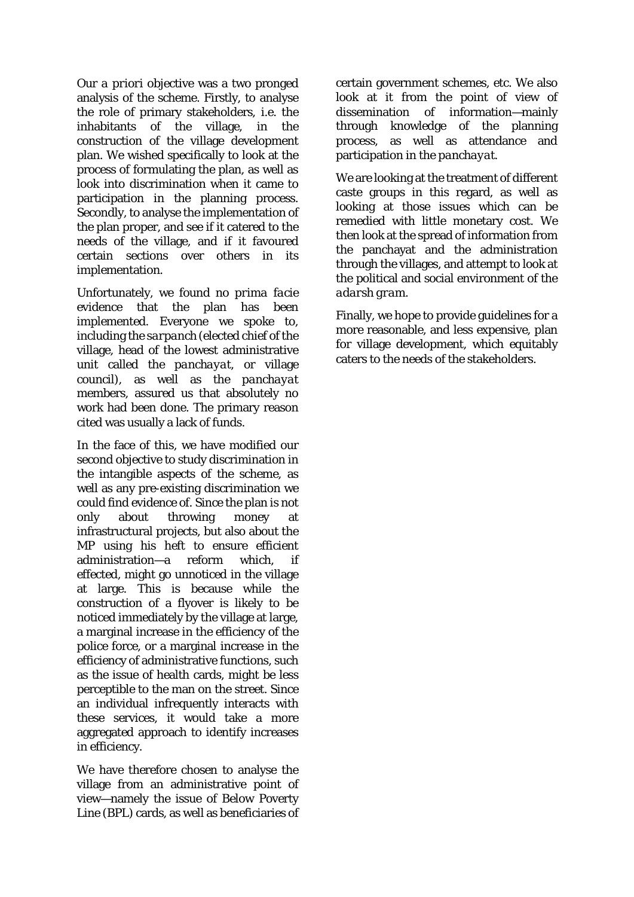Our *a priori* objective was a two pronged analysis of the scheme. Firstly, to analyse the role of primary stakeholders, i.e. the inhabitants of the village, in the construction of the village development plan. We wished specifically to look at the process of formulating the plan, as well as look into discrimination when it came to participation in the planning process. Secondly, to analyse the implementation of the plan proper, and see if it catered to the needs of the village, and if it favoured certain sections over others in its implementation.

Unfortunately, we found no *prima facie* evidence that the plan has been implemented. Everyone we spoke to, including the *sarpanch* (elected chief of the village, head of the lowest administrative unit called the *panchayat*, or village council), as well as the *panchayat* members, assured us that absolutely no work had been done. The primary reason cited was usually a lack of funds.

In the face of this, we have modified our second objective to study discrimination in the intangible aspects of the scheme, as well as any pre-existing discrimination we could find evidence of. Since the plan is not only about throwing money at infrastructural projects, but also about the MP using his heft to ensure efficient administration—a reform which, if effected, might go unnoticed in the village at large. This is because while the construction of a flyover is likely to be noticed immediately by the village at large, a marginal increase in the efficiency of the police force, or a marginal increase in the efficiency of administrative functions, such as the issue of health cards, might be less perceptible to the man on the street. Since an individual infrequently interacts with these services, it would take a more aggregated approach to identify increases in efficiency.

We have therefore chosen to analyse the village from an administrative point of view—namely the issue of Below Poverty Line (BPL) cards, as well as beneficiaries of certain government schemes, etc. We also look at it from the point of view of dissemination of information—mainly through knowledge of the planning process, as well as attendance and participation in the *panchayat*.

We are looking at the treatment of different caste groups in this regard, as well as looking at those issues which can be remedied with little monetary cost. We then look at the spread of information from the panchayat and the administration through the villages, and attempt to look at the political and social environment of the *adarsh gram*.

Finally, we hope to provide guidelines for a more reasonable, and less expensive, plan for village development, which equitably caters to the needs of the stakeholders.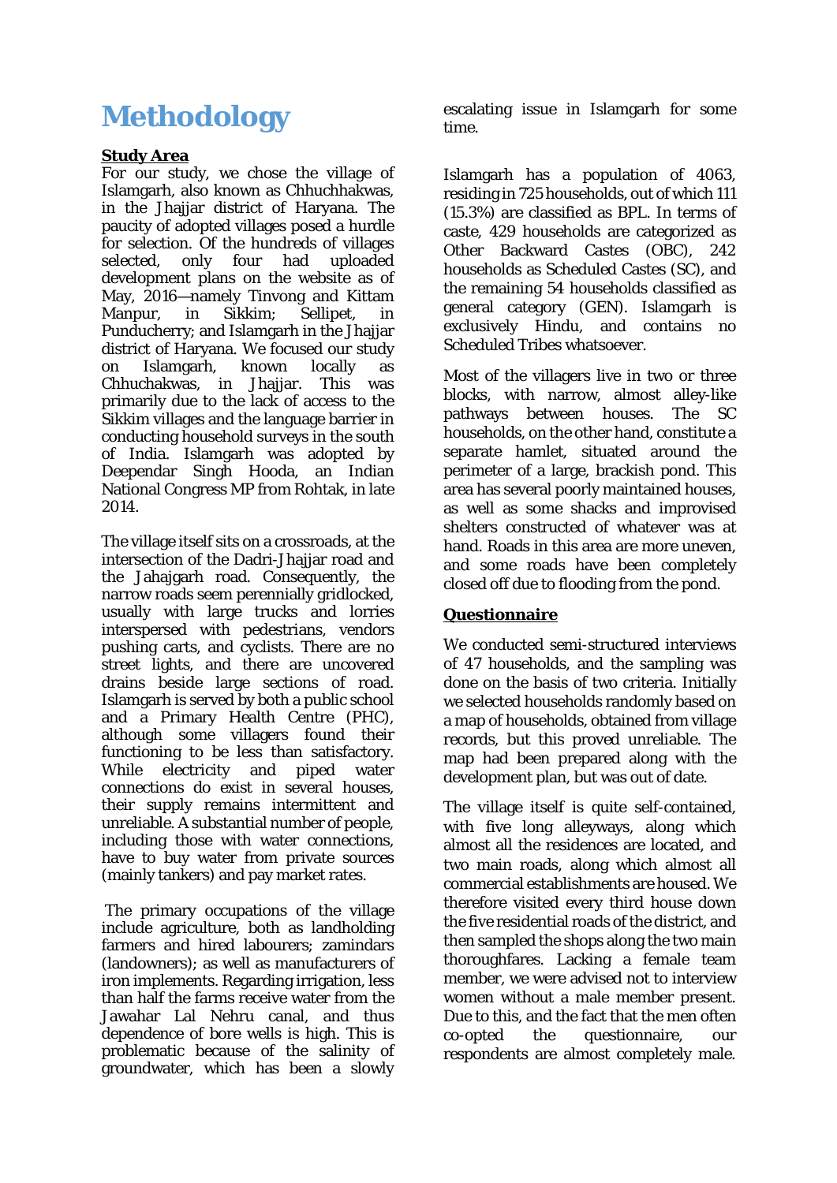# Methodology

**Study Area**

For our study, we chose the village of Islamgarh, also known as Chhuchhakwas, in the Jhajjar district of Haryana. The paucity of adopted villages posed a hurdle for selection. Of the hundreds of villages selected, only four had uploaded development plans on the website as of May, 2016—namely Tinvong and Kittam Manpur, in Sikkim; Sellipet, in Punducherry; and Islamgarh in the Jhajjar district of Haryana. We focused our study on Islamgarh, known locally as Chhuchakwas, in Jhajjar. This was primarily due to the lack of access to the Sikkim villages and the language barrier in conducting household surveys in the south of India. Islamgarh was adopted by Deependar Singh Hooda, an Indian National Congress MP from Rohtak, in late 2014.

The village itself sits on a crossroads, at the intersection of the Dadri-Jhajjar road and the Jahajgarh road. Consequently, the narrow roads seem perennially gridlocked, usually with large trucks and lorries interspersed with pedestrians, vendors pushing carts, and cyclists. There are no street lights, and there are uncovered drains beside large sections of road. Islamgarh is served by both a public school and a Primary Health Centre (PHC), although some villagers found their functioning to be less than satisfactory. While electricity and piped water connections do exist in several houses, their supply remains intermittent and unreliable. A substantial number of people, including those with water connections, have to buy water from private sources (mainly tankers) and pay market rates.

The primary occupations of the village include agriculture, both as landholding farmers and hired labourers; zamindars (landowners); as well as manufacturers of iron implements. Regarding irrigation, less than half the farms receive water from the Jawahar Lal Nehru canal, and thus dependence of bore wells is high. This is problematic because of the salinity of groundwater, which has been a slowly escalating issue in Islamgarh for some time.

Islamgarh has a population of 4063, residing in 725 households, out of which 111 (15.3%) are classified as BPL. In terms of caste, 429 households are categorized as Other Backward Castes (OBC), 242 households as Scheduled Castes (SC), and the remaining 54 households classified as general category (GEN). Islamgarh is exclusively Hindu, and contains no Scheduled Tribes whatsoever.

Most of the villagers live in two or three blocks, with narrow, almost alley-like pathways between houses. The SC households, on the other hand, constitute a separate hamlet, situated around the perimeter of a large, brackish pond. This area has several poorly maintained houses, as well as some shacks and improvised shelters constructed of whatever was at hand. Roads in this area are more uneven, and some roads have been completely closed off due to flooding from the pond.

**Questionnaire**

We conducted semi-structured interviews of 47 households, and the sampling was done on the basis of two criteria. Initially we selected households randomly based on a map of households, obtained from village records, but this proved unreliable. The map had been prepared along with the development plan, but was out of date.

The village itself is quite self-contained, with five long alleyways, along which almost all the residences are located, and two main roads, along which almost all commercial establishments are housed. We therefore visited every third house down the five residential roads of the district, and then sampled the shops along the two main thoroughfares. Lacking a female team member, we were advised not to interview women without a male member present. Due to this, and the fact that the men often co-opted the questionnaire, our respondents are almost completely male.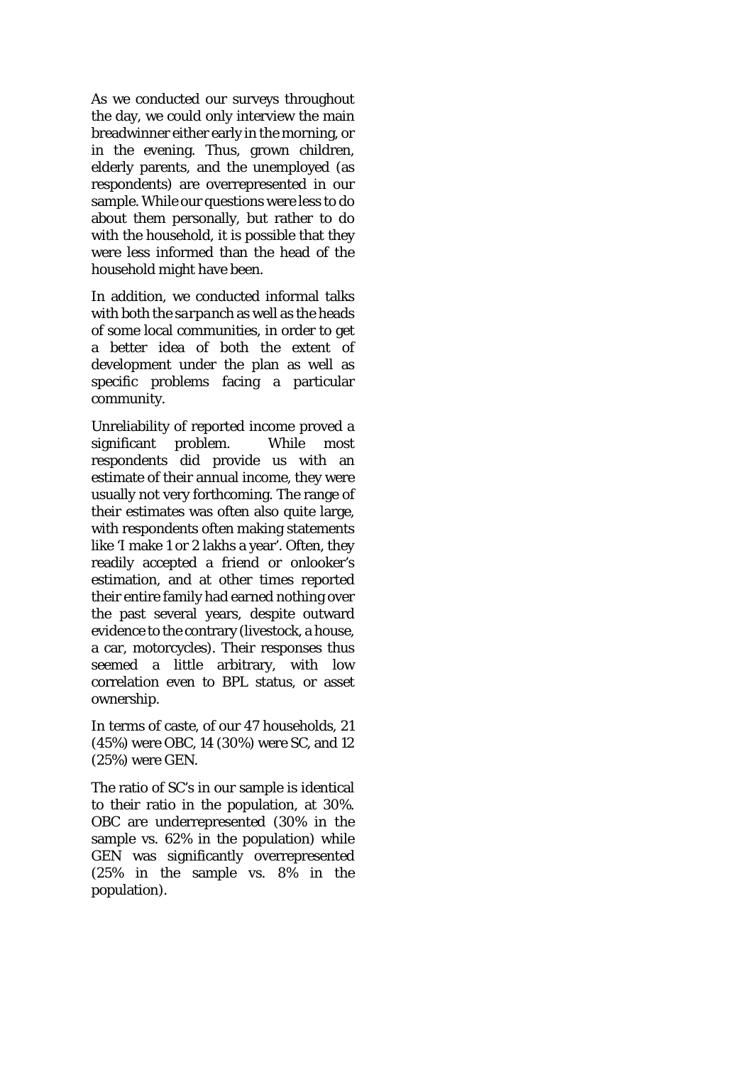As we conducted our surveys throughout the day, we could only interview the main breadwinner either early in the morning, or in the evening. Thus, grown children, elderly parents, and the unemployed (as respondents) are overrepresented in our sample. While our questions were less to do about them personally, but rather to do with the household, it is possible that they were less informed than the head of the household might have been.

In addition, we conducted informal talks with both the *sarpanch* as well as the heads of some local communities, in order to get a better idea of both the extent of development under the plan as well as specific problems facing a particular community.

Unreliability of reported income proved a significant problem. While most respondents did provide us with an estimate of their annual income, they were usually not very forthcoming. The range of their estimates was often also quite large, with respondents often making statements like 'I make 1 or 2 lakhs a year'. Often, they readily accepted a friend or onlooker's estimation, and at other times reported their entire family had earned nothing over the past several years, despite outward evidence to the contrary (livestock, a house, a car, motorcycles). Their responses thus seemed a little arbitrary, with low correlation even to BPL status, or asset ownership.

In terms of caste, of our 47 households, 21 (45%) were OBC, 14 (30%) were SC, and 12 (25%) were GEN.

The ratio of SC's in our sample is identical to their ratio in the population, at 30%. OBC are underrepresented (30% in the sample vs. 62% in the population) while GEN was significantly overrepresented (25% in the sample vs. 8% in the population).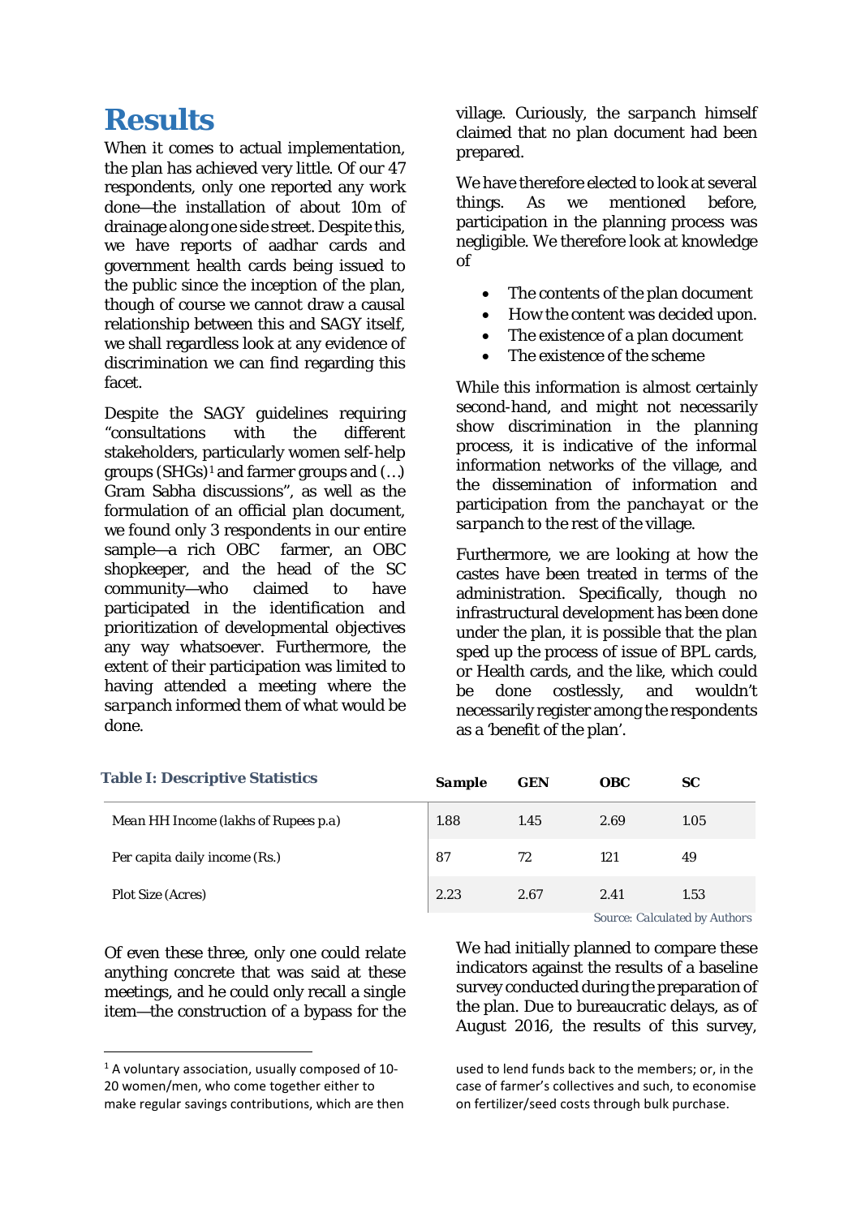# Results

When it comes to actual implementation, the plan has achieved very little. Of our 47 respondents, only one reported any work done—the installation of about 10m of drainage along one side street. Despite this, we have reports of aadhar cards and government health cards being issued to the public since the inception of the plan, though of course we cannot draw a causal relationship between this and SAGY itself, we shall regardless look at any evidence of discrimination we can find regarding this facet.

Despite the SAGY guidelines requiring "consultations with the different stakeholders, particularly women self-help groups (SHGs)[1] and farmer groups and (…) Gram Sabha discussions", as well as the formulation of an official plan document, we found only 3 respondents in our entire sample—a rich OBC farmer, an OBC shopkeeper, and the head of the SC community—who claimed to have participated in the identification and prioritization of developmental objectives any way whatsoever. Furthermore, the extent of their participation was limited to having attended a meeting where the *sarpanch* informed them of what would be done.

Of even these three, only one could relate anything concrete that was said at these meetings, and he could only recall a single item—the construction of a bypass for the village. Curiously, the *sarpanch* himself claimed that no plan document had been prepared.

We have therefore elected to look at several things. As we mentioned before, participation in the planning process was negligible. We therefore look at knowledge of

- The contents of the plan document
- How the content was decided upon.
- The existence of a plan document
- The existence of the scheme

While this information is almost certainly second-hand, and might not necessarily show discrimination in the planning process, it is indicative of the informal information networks of the village, and the dissemination of information and participation from the *panchayat* or the *sarpanch* to the rest of the village.

Furthermore, we are looking at how the castes have been treated in terms of the administration. Specifically, though no infrastructural development has been done under the plan, it is possible that the plan sped up the process of issue of BPL cards, or Health cards, and the like, which could be done costlessly, and wouldn't necessarily register among the respondents as a 'benefit of the plan'.

**Table I: Descriptive Statistics**

| | Sample | GEN | OBC | SC |
|---|---|---|---|---|
| Mean HH Income (lakhs of Rupees p.a) | 1.88 | 1.45 | 2.69 | 1.05 |
| Per capita daily income (Rs.) | 87 | 72 | 121 | 49 |
| Plot Size (Acres) | 2.23 | 2.67 | 2.41 | 1.53 |

*Source: Calculated by Authors*

We had initially planned to compare these indicators against the results of a baseline survey conducted during the preparation of the plan. Due to bureaucratic delays, as of August 2016, the results of this survey,

[1] A voluntary association, usually composed of 10-20 women/men, who come together either to make regular savings contributions, which are then used to lend funds back to the members; or, in the case of farmer's collectives and such, to economise on fertilizer/seed costs through bulk purchase.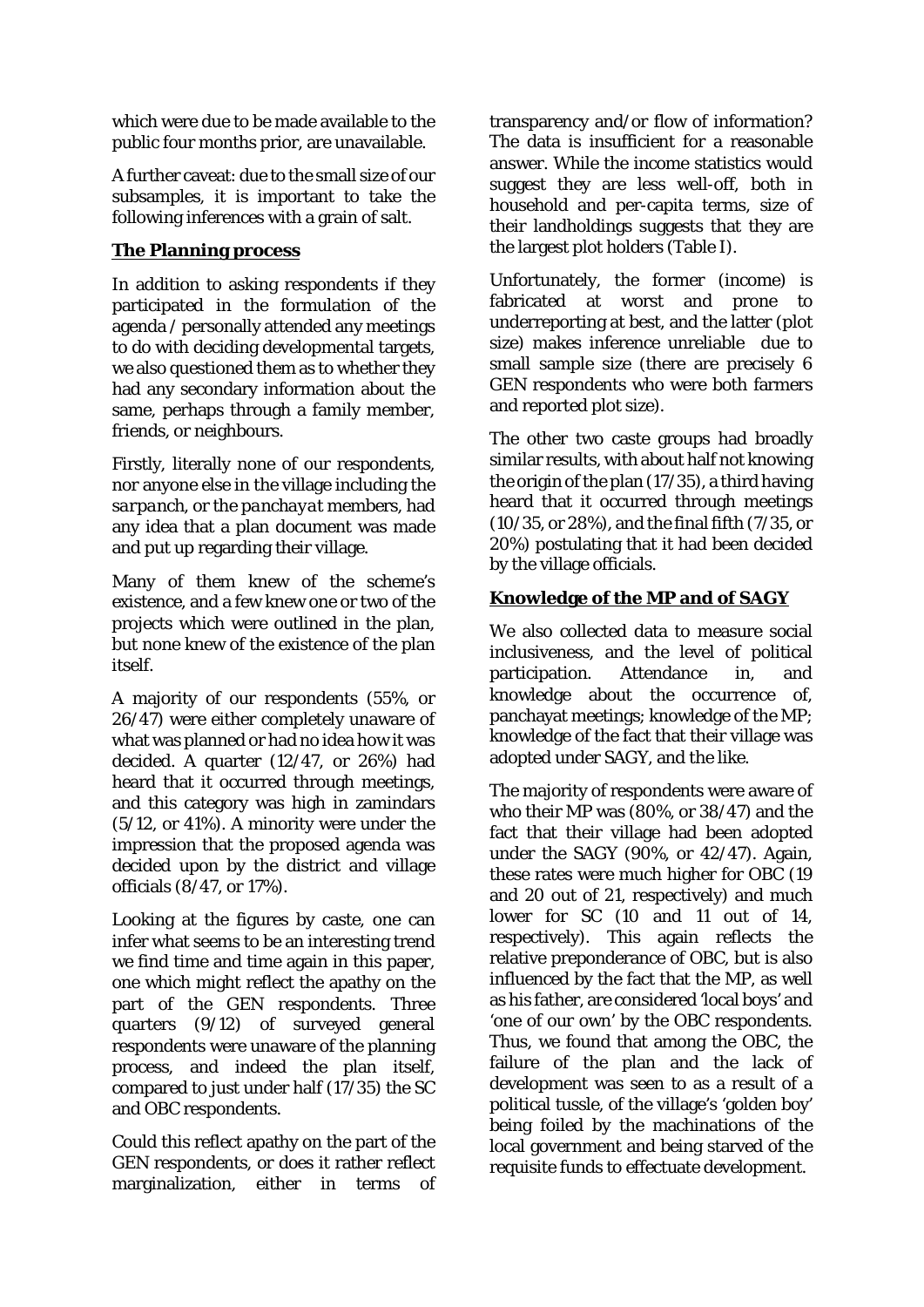which were due to be made available to the public four months prior, are unavailable.

A further caveat: due to the small size of our subsamples, it is important to take the following inferences with a grain of salt.

## **The Planning process**

In addition to asking respondents if they participated in the formulation of the agenda / personally attended any meetings to do with deciding developmental targets, we also questioned them as to whether they had any secondary information about the same, perhaps through a family member, friends, or neighbours.

Firstly, literally none of our respondents, nor anyone else in the village including the *sarpanch*, or the *panchayat* members, had any idea that a plan document was made and put up regarding their village.

Many of them knew of the scheme's existence, and a few knew one or two of the projects which were outlined in the plan, but none knew of the existence of the plan itself.

A majority of our respondents (55%, or 26/47) were either completely unaware of what was planned or had no idea how it was decided. A quarter (12/47, or 26%) had heard that it occurred through meetings, and this category was high in zamindars (5/12, or 41%). A minority were under the impression that the proposed agenda was decided upon by the district and village officials (8/47, or 17%).

Looking at the figures by caste, one can infer what seems to be an interesting trend we find time and time again in this paper, one which might reflect the apathy on the part of the GEN respondents. Three quarters (9/12) of surveyed general respondents were unaware of the planning process, and indeed the plan itself, compared to just under half (17/35) the SC and OBC respondents.

Could this reflect apathy on the part of the GEN respondents, or does it rather reflect marginalization, either in terms of transparency and/or flow of information? The data is insufficient for a reasonable answer. While the income statistics would suggest they are less well-off, both in household and per-capita terms, size of their landholdings suggests that they are the largest plot holders (Table I).

Unfortunately, the former (income) is fabricated at worst and prone to underreporting at best, and the latter (plot size) makes inference unreliable due to small sample size (there are precisely 6 GEN respondents who were both farmers and reported plot size).

The other two caste groups had broadly similar results, with about half not knowing the origin of the plan (17/35), a third having heard that it occurred through meetings (10/35, or 28%), and the final fifth (7/35, or 20%) postulating that it had been decided by the village officials.

## **Knowledge of the MP and of SAGY**

We also collected data to measure social inclusiveness, and the level of political participation. Attendance in, and knowledge about the occurrence of, panchayat meetings; knowledge of the MP; knowledge of the fact that their village was adopted under SAGY, and the like.

The majority of respondents were aware of who their MP was (80%, or 38/47) and the fact that their village had been adopted under the SAGY (90%, or 42/47). Again, these rates were much higher for OBC (19 and 20 out of 21, respectively) and much lower for SC (10 and 11 out of 14, respectively). This again reflects the relative preponderance of OBC, but is also influenced by the fact that the MP, as well as his father, are considered 'local boys' and 'one of our own' by the OBC respondents. Thus, we found that among the OBC, the failure of the plan and the lack of development was seen to as a result of a political tussle, of the village's 'golden boy' being foiled by the machinations of the local government and being starved of the requisite funds to effectuate development.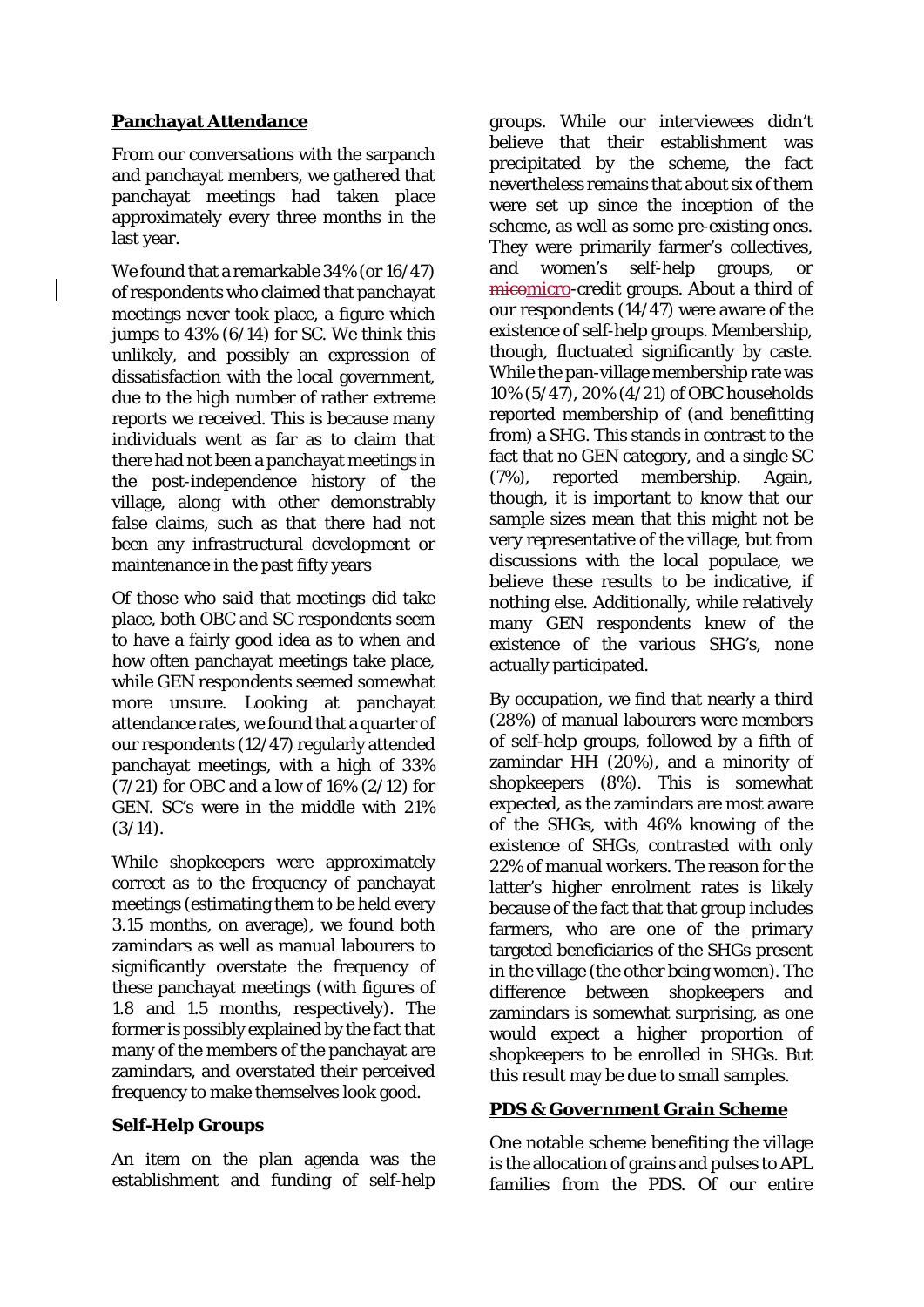## Panchayat Attendance

From our conversations with the sarpanch and panchayat members, we gathered that panchayat meetings had taken place approximately every three months in the last year.

We found that a remarkable 34% (or 16/47) of respondents who claimed that panchayat meetings never took place, a figure which jumps to 43% (6/14) for SC. We think this unlikely, and possibly an expression of dissatisfaction with the local government, due to the high number of rather extreme reports we received. This is because many individuals went as far as to claim that there had not been a panchayat meetings in the post-independence history of the village, along with other demonstrably false claims, such as that there had not been any infrastructural development or maintenance in the past fifty years

Of those who said that meetings did take place, both OBC and SC respondents seem to have a fairly good idea as to when and how often panchayat meetings take place, while GEN respondents seemed somewhat more unsure. Looking at panchayat attendance rates, we found that a quarter of our respondents (12/47) regularly attended panchayat meetings, with a high of 33% (7/21) for OBC and a low of 16% (2/12) for GEN. SC's were in the middle with 21% (3/14).

While shopkeepers were approximately correct as to the frequency of panchayat meetings (estimating them to be held every 3.15 months, on average), we found both zamindars as well as manual labourers to significantly overstate the frequency of these panchayat meetings (with figures of 1.8 and 1.5 months, respectively). The former is possibly explained by the fact that many of the members of the panchayat are zamindars, and overstated their perceived frequency to make themselves look good.

## Self-Help Groups

An item on the plan agenda was the establishment and funding of self-help groups. While our interviewees didn't believe that their establishment was precipitated by the scheme, the fact nevertheless remains that about six of them were set up since the inception of the scheme, as well as some pre-existing ones. They were primarily farmer's collectives, and women's self-help groups, or ~~mico~~micro-credit groups. About a third of our respondents (14/47) were aware of the existence of self-help groups. Membership, though, fluctuated significantly by caste. While the pan-village membership rate was 10% (5/47), 20% (4/21) of OBC households reported membership of (and benefitting from) a SHG. This stands in contrast to the fact that no GEN category, and a single SC (7%), reported membership. Again, though, it is important to know that our sample sizes mean that this might not be very representative of the village, but from discussions with the local populace, we believe these results to be indicative, if nothing else. Additionally, while relatively many GEN respondents knew of the existence of the various SHG's, none actually participated.

By occupation, we find that nearly a third (28%) of manual labourers were members of self-help groups, followed by a fifth of zamindar HH (20%), and a minority of shopkeepers (8%). This is somewhat expected, as the zamindars are most aware of the SHGs, with 46% knowing of the existence of SHGs, contrasted with only 22% of manual workers. The reason for the latter's higher enrolment rates is likely because of the fact that that group includes farmers, who are one of the primary targeted beneficiaries of the SHGs present in the village (the other being women). The difference between shopkeepers and zamindars is somewhat surprising, as one would expect a higher proportion of shopkeepers to be enrolled in SHGs. But this result may be due to small samples.

## PDS & Government Grain Scheme

One notable scheme benefiting the village is the allocation of grains and pulses to APL families from the PDS. Of our entire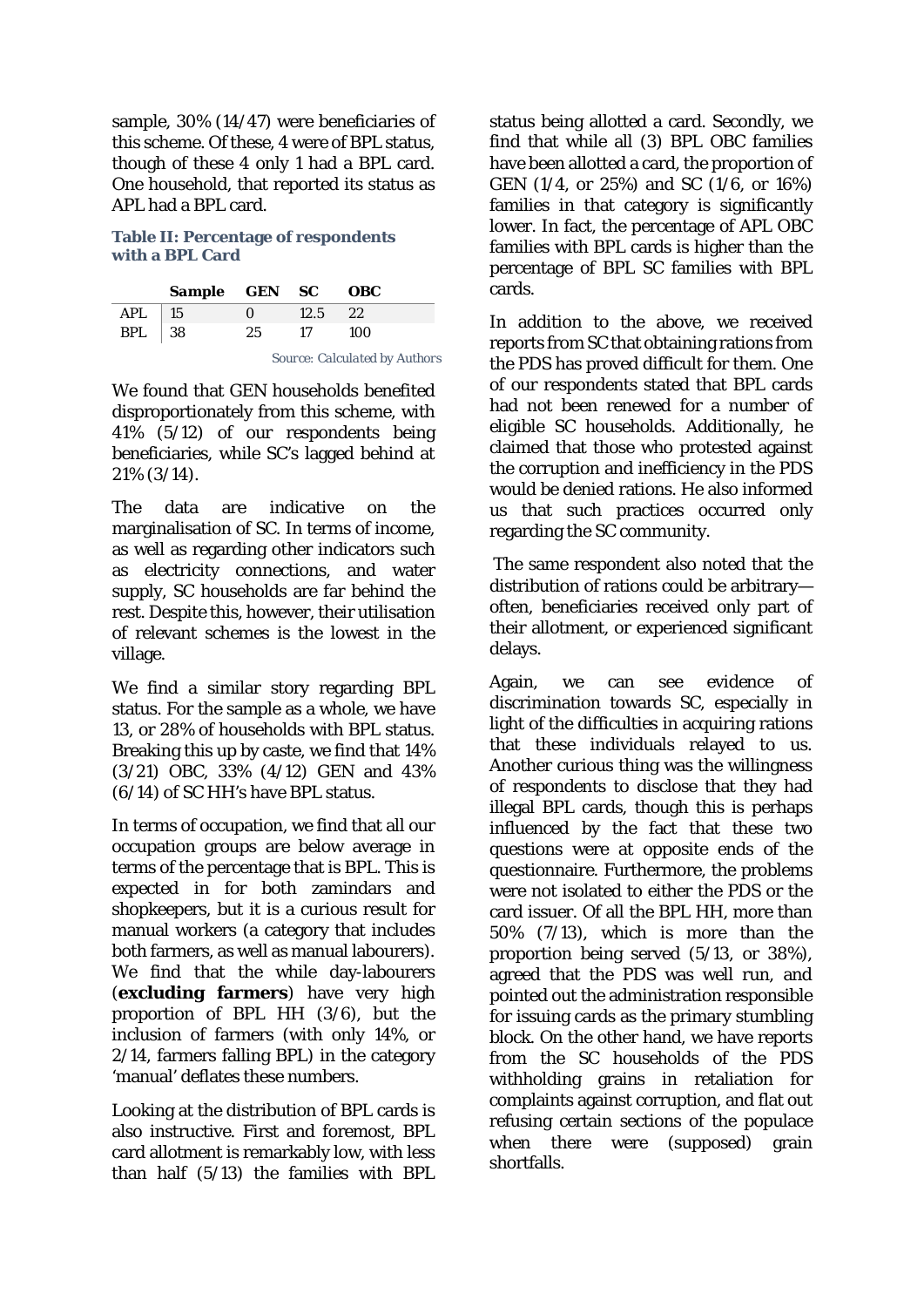sample, 30% (14/47) were beneficiaries of this scheme. Of these, 4 were of BPL status, though of these 4 only 1 had a BPL card. One household, that reported its status as APL had a BPL card.

**Table II: Percentage of respondents with a BPL Card**

| | *Sample* | GEN | SC | OBC |
|---|---|---|---|---|
| APL | 15 | 0 | 12.5 | 22 |
| BPL | 38 | 25 | 17 | 100 |

*Source: Calculated by Authors*

We found that GEN households benefited disproportionately from this scheme, with 41% (5/12) of our respondents being beneficiaries, while SC's lagged behind at 21% (3/14).

The data are indicative on the marginalisation of SC. In terms of income, as well as regarding other indicators such as electricity connections, and water supply, SC households are far behind the rest. Despite this, however, their utilisation of relevant schemes is the lowest in the village.

We find a similar story regarding BPL status. For the sample as a whole, we have 13, or 28% of households with BPL status. Breaking this up by caste, we find that 14% (3/21) OBC, 33% (4/12) GEN and 43% (6/14) of SC HH's have BPL status.

In terms of occupation, we find that all our occupation groups are below average in terms of the percentage that is BPL. This is expected in for both zamindars and shopkeepers, but it is a curious result for manual workers (a category that includes both farmers, as well as manual labourers). We find that the while day-labourers (**excluding farmers**) have very high proportion of BPL HH (3/6), but the inclusion of farmers (with only 14%, or 2/14, farmers falling BPL) in the category 'manual' deflates these numbers.

Looking at the distribution of BPL cards is also instructive. First and foremost, BPL card allotment is remarkably low, with less than half (5/13) the families with BPL status being allotted a card. Secondly, we find that while all (3) BPL OBC families have been allotted a card, the proportion of GEN (1/4, or 25%) and SC (1/6, or 16%) families in that category is significantly lower. In fact, the percentage of APL OBC families with BPL cards is higher than the percentage of BPL SC families with BPL cards.

In addition to the above, we received reports from SC that obtaining rations from the PDS has proved difficult for them. One of our respondents stated that BPL cards had not been renewed for a number of eligible SC households. Additionally, he claimed that those who protested against the corruption and inefficiency in the PDS would be denied rations. He also informed us that such practices occurred only regarding the SC community.

The same respondent also noted that the distribution of rations could be arbitrary—often, beneficiaries received only part of their allotment, or experienced significant delays.

Again, we can see evidence of discrimination towards SC, especially in light of the difficulties in acquiring rations that these individuals relayed to us. Another curious thing was the willingness of respondents to disclose that they had illegal BPL cards, though this is perhaps influenced by the fact that these two questions were at opposite ends of the questionnaire. Furthermore, the problems were not isolated to either the PDS or the card issuer. Of all the BPL HH, more than 50% (7/13), which is more than the proportion being served (5/13, or 38%), agreed that the PDS was well run, and pointed out the administration responsible for issuing cards as the primary stumbling block. On the other hand, we have reports from the SC households of the PDS withholding grains in retaliation for complaints against corruption, and flat out refusing certain sections of the populace when there were (supposed) grain shortfalls.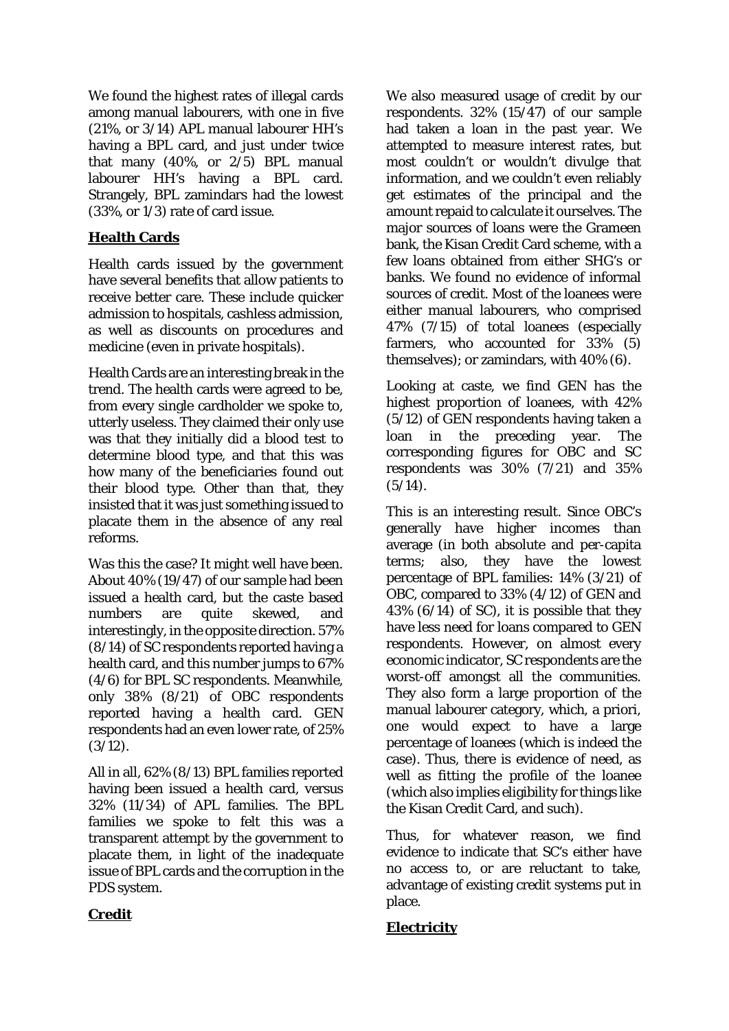We found the highest rates of illegal cards among manual labourers, with one in five (21%, or 3/14) APL manual labourer HH's having a BPL card, and just under twice that many (40%, or 2/5) BPL manual labourer HH's having a BPL card. Strangely, BPL zamindars had the lowest (33%, or 1/3) rate of card issue.

**Health Cards**

Health cards issued by the government have several benefits that allow patients to receive better care. These include quicker admission to hospitals, cashless admission, as well as discounts on procedures and medicine (even in private hospitals).

Health Cards are an interesting break in the trend. The health cards were agreed to be, from every single cardholder we spoke to, utterly useless. They claimed their only use was that they initially did a blood test to determine blood type, and that this was how many of the beneficiaries found out their blood type. Other than that, they insisted that it was just something issued to placate them in the absence of any real reforms.

Was this the case? It might well have been. About 40% (19/47) of our sample had been issued a health card, but the caste based numbers are quite skewed, and interestingly, in the opposite direction. 57% (8/14) of SC respondents reported having a health card, and this number jumps to 67% (4/6) for BPL SC respondents. Meanwhile, only 38% (8/21) of OBC respondents reported having a health card. GEN respondents had an even lower rate, of 25% (3/12).

All in all, 62% (8/13) BPL families reported having been issued a health card, versus 32% (11/34) of APL families. The BPL families we spoke to felt this was a transparent attempt by the government to placate them, in light of the inadequate issue of BPL cards and the corruption in the PDS system.

**Credit**

We also measured usage of credit by our respondents. 32% (15/47) of our sample had taken a loan in the past year. We attempted to measure interest rates, but most couldn't or wouldn't divulge that information, and we couldn't even reliably get estimates of the principal and the amount repaid to calculate it ourselves. The major sources of loans were the Grameen bank, the Kisan Credit Card scheme, with a few loans obtained from either SHG's or banks. We found no evidence of informal sources of credit. Most of the loanees were either manual labourers, who comprised 47% (7/15) of total loanees (especially farmers, who accounted for 33% (5) themselves); or zamindars, with 40% (6).

Looking at caste, we find GEN has the highest proportion of loanees, with 42% (5/12) of GEN respondents having taken a loan in the preceding year. The corresponding figures for OBC and SC respondents was 30% (7/21) and 35% (5/14).

This is an interesting result. Since OBC's generally have higher incomes than average (in both absolute and per-capita terms; also, they have the lowest percentage of BPL families: 14% (3/21) of OBC, compared to 33% (4/12) of GEN and 43% (6/14) of SC), it is possible that they have less need for loans compared to GEN respondents. However, on almost every economic indicator, SC respondents are the worst-off amongst all the communities. They also form a large proportion of the manual labourer category, which, a priori, one would expect to have a large percentage of loanees (which is indeed the case). Thus, there is evidence of need, as well as fitting the profile of the loanee (which also implies eligibility for things like the Kisan Credit Card, and such).

Thus, for whatever reason, we find evidence to indicate that SC's either have no access to, or are reluctant to take, advantage of existing credit systems put in place.

**Electricity**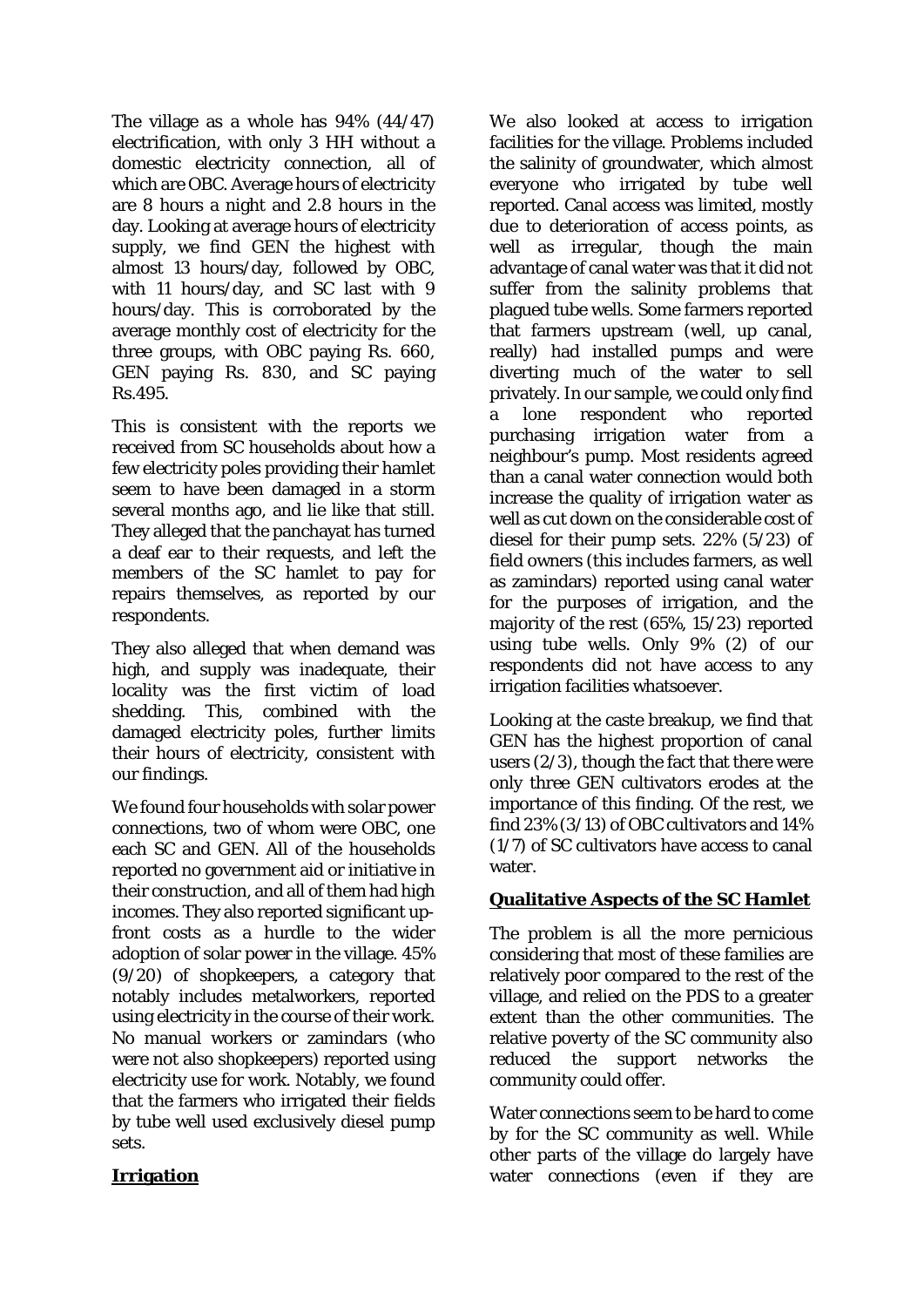The village as a whole has 94% (44/47) electrification, with only 3 HH without a domestic electricity connection, all of which are OBC. Average hours of electricity are 8 hours a night and 2.8 hours in the day. Looking at average hours of electricity supply, we find GEN the highest with almost 13 hours/day, followed by OBC, with 11 hours/day, and SC last with 9 hours/day. This is corroborated by the average monthly cost of electricity for the three groups, with OBC paying Rs. 660, GEN paying Rs. 830, and SC paying Rs.495.

This is consistent with the reports we received from SC households about how a few electricity poles providing their hamlet seem to have been damaged in a storm several months ago, and lie like that still. They alleged that the panchayat has turned a deaf ear to their requests, and left the members of the SC hamlet to pay for repairs themselves, as reported by our respondents.

They also alleged that when demand was high, and supply was inadequate, their locality was the first victim of load shedding. This, combined with the damaged electricity poles, further limits their hours of electricity, consistent with our findings.

We found four households with solar power connections, two of whom were OBC, one each SC and GEN. All of the households reported no government aid or initiative in their construction, and all of them had high incomes. They also reported significant up-front costs as a hurdle to the wider adoption of solar power in the village. 45% (9/20) of shopkeepers, a category that notably includes metalworkers, reported using electricity in the course of their work. No manual workers or zamindars (who were not also shopkeepers) reported using electricity use for work. Notably, we found that the farmers who irrigated their fields by tube well used exclusively diesel pump sets.

**Irrigation**

We also looked at access to irrigation facilities for the village. Problems included the salinity of groundwater, which almost everyone who irrigated by tube well reported. Canal access was limited, mostly due to deterioration of access points, as well as irregular, though the main advantage of canal water was that it did not suffer from the salinity problems that plagued tube wells. Some farmers reported that farmers upstream (well, up canal, really) had installed pumps and were diverting much of the water to sell privately. In our sample, we could only find a lone respondent who reported purchasing irrigation water from a neighbour's pump. Most residents agreed than a canal water connection would both increase the quality of irrigation water as well as cut down on the considerable cost of diesel for their pump sets. 22% (5/23) of field owners (this includes farmers, as well as zamindars) reported using canal water for the purposes of irrigation, and the majority of the rest (65%, 15/23) reported using tube wells. Only 9% (2) of our respondents did not have access to any irrigation facilities whatsoever.

Looking at the caste breakup, we find that GEN has the highest proportion of canal users (2/3), though the fact that there were only three GEN cultivators erodes at the importance of this finding. Of the rest, we find 23% (3/13) of OBC cultivators and 14% (1/7) of SC cultivators have access to canal water.

**Qualitative Aspects of the SC Hamlet**

The problem is all the more pernicious considering that most of these families are relatively poor compared to the rest of the village, and relied on the PDS to a greater extent than the other communities. The relative poverty of the SC community also reduced the support networks the community could offer.

Water connections seem to be hard to come by for the SC community as well. While other parts of the village do largely have water connections (even if they are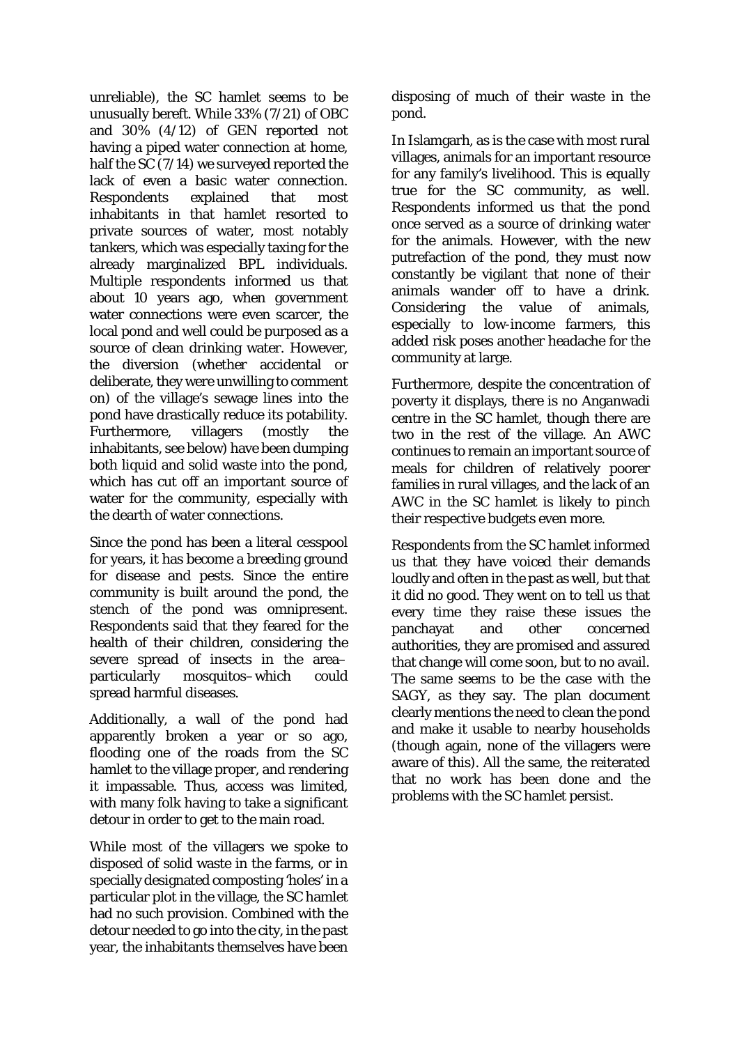unreliable), the SC hamlet seems to be unusually bereft. While 33% (7/21) of OBC and 30% (4/12) of GEN reported not having a piped water connection at home, half the SC (7/14) we surveyed reported the lack of even a basic water connection. Respondents explained that most inhabitants in that hamlet resorted to private sources of water, most notably tankers, which was especially taxing for the already marginalized BPL individuals. Multiple respondents informed us that about 10 years ago, when government water connections were even scarcer, the local pond and well could be purposed as a source of clean drinking water. However, the diversion (whether accidental or deliberate, they were unwilling to comment on) of the village's sewage lines into the pond have drastically reduce its potability. Furthermore, villagers (mostly the inhabitants, see below) have been dumping both liquid and solid waste into the pond, which has cut off an important source of water for the community, especially with the dearth of water connections.

Since the pond has been a literal cesspool for years, it has become a breeding ground for disease and pests. Since the entire community is built around the pond, the stench of the pond was omnipresent. Respondents said that they feared for the health of their children, considering the severe spread of insects in the area– particularly mosquitos–which could spread harmful diseases.

Additionally, a wall of the pond had apparently broken a year or so ago, flooding one of the roads from the SC hamlet to the village proper, and rendering it impassable. Thus, access was limited, with many folk having to take a significant detour in order to get to the main road.

While most of the villagers we spoke to disposed of solid waste in the farms, or in specially designated composting 'holes' in a particular plot in the village, the SC hamlet had no such provision. Combined with the detour needed to go into the city, in the past year, the inhabitants themselves have been disposing of much of their waste in the pond.

In Islamgarh, as is the case with most rural villages, animals for an important resource for any family's livelihood. This is equally true for the SC community, as well. Respondents informed us that the pond once served as a source of drinking water for the animals. However, with the new putrefaction of the pond, they must now constantly be vigilant that none of their animals wander off to have a drink. Considering the value of animals, especially to low-income farmers, this added risk poses another headache for the community at large.

Furthermore, despite the concentration of poverty it displays, there is no Anganwadi centre in the SC hamlet, though there are two in the rest of the village. An AWC continues to remain an important source of meals for children of relatively poorer families in rural villages, and the lack of an AWC in the SC hamlet is likely to pinch their respective budgets even more.

Respondents from the SC hamlet informed us that they have voiced their demands loudly and often in the past as well, but that it did no good. They went on to tell us that every time they raise these issues the panchayat and other concerned authorities, they are promised and assured that change will come soon, but to no avail. The same seems to be the case with the SAGY, as they say. The plan document clearly mentions the need to clean the pond and make it usable to nearby households (though again, none of the villagers were aware of this). All the same, the reiterated that no work has been done and the problems with the SC hamlet persist.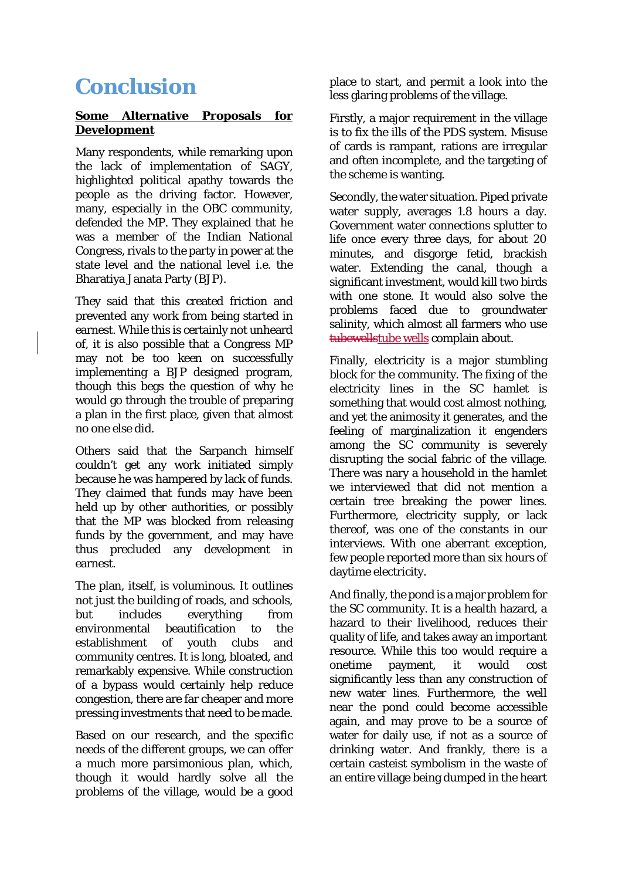# Conclusion

**Some Alternative Proposals for Development**

Many respondents, while remarking upon the lack of implementation of SAGY, highlighted political apathy towards the people as the driving factor. However, many, especially in the OBC community, defended the MP. They explained that he was a member of the Indian National Congress, rivals to the party in power at the state level and the national level i.e. the Bharatiya Janata Party (BJP).

They said that this created friction and prevented any work from being started in earnest. While this is certainly not unheard of, it is also possible that a Congress MP may not be too keen on successfully implementing a BJP designed program, though this begs the question of why he would go through the trouble of preparing a plan in the first place, given that almost no one else did.

Others said that the Sarpanch himself couldn't get any work initiated simply because he was hampered by lack of funds. They claimed that funds may have been held up by other authorities, or possibly that the MP was blocked from releasing funds by the government, and may have thus precluded any development in earnest.

The plan, itself, is voluminous. It outlines not just the building of roads, and schools, but includes everything from environmental beautification to the establishment of youth clubs and community centres. It is long, bloated, and remarkably expensive. While construction of a bypass would certainly help reduce congestion, there are far cheaper and more pressing investments that need to be made.

Based on our research, and the specific needs of the different groups, we can offer a much more parsimonious plan, which, though it would hardly solve all the problems of the village, would be a good place to start, and permit a look into the less glaring problems of the village.

Firstly, a major requirement in the village is to fix the ills of the PDS system. Misuse of cards is rampant, rations are irregular and often incomplete, and the targeting of the scheme is wanting.

Secondly, the water situation. Piped private water supply, averages 1.8 hours a day. Government water connections splutter to life once every three days, for about 20 minutes, and disgorge fetid, brackish water. Extending the canal, though a significant investment, would kill two birds with one stone. It would also solve the problems faced due to groundwater salinity, which almost all farmers who use ~~tubewells~~tube wells complain about.

Finally, electricity is a major stumbling block for the community. The fixing of the electricity lines in the SC hamlet is something that would cost almost nothing, and yet the animosity it generates, and the feeling of marginalization it engenders among the SC community is severely disrupting the social fabric of the village. There was nary a household in the hamlet we interviewed that did not mention a certain tree breaking the power lines. Furthermore, electricity supply, or lack thereof, was one of the constants in our interviews. With one aberrant exception, few people reported more than six hours of daytime electricity.

And finally, the pond is a major problem for the SC community. It is a health hazard, a hazard to their livelihood, reduces their quality of life, and takes away an important resource. While this too would require a onetime payment, it would cost significantly less than any construction of new water lines. Furthermore, the well near the pond could become accessible again, and may prove to be a source of water for daily use, if not as a source of drinking water. And frankly, there is a certain casteist symbolism in the waste of an entire village being dumped in the heart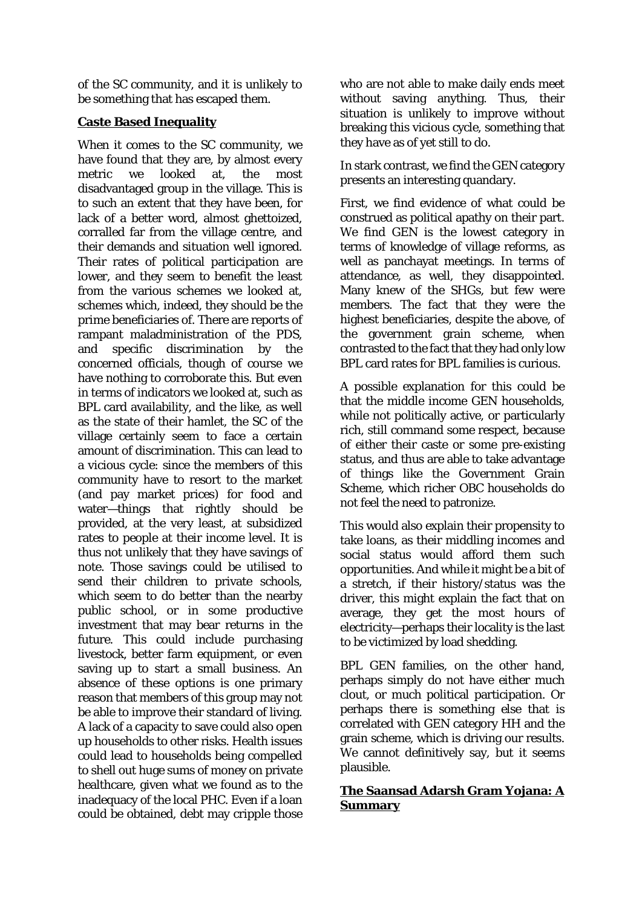of the SC community, and it is unlikely to be something that has escaped them.

## Caste Based Inequality

When it comes to the SC community, we have found that they are, by almost every metric we looked at, the most disadvantaged group in the village. This is to such an extent that they have been, for lack of a better word, almost ghettoized, corralled far from the village centre, and their demands and situation well ignored. Their rates of political participation are lower, and they seem to benefit the least from the various schemes we looked at, schemes which, indeed, they should be the prime beneficiaries of. There are reports of rampant maladministration of the PDS, and specific discrimination by the concerned officials, though of course we have nothing to corroborate this. But even in terms of indicators we looked at, such as BPL card availability, and the like, as well as the state of their hamlet, the SC of the village certainly seem to face a certain amount of discrimination. This can lead to a vicious cycle: since the members of this community have to resort to the market (and pay market prices) for food and water—things that rightly should be provided, at the very least, at subsidized rates to people at their income level. It is thus not unlikely that they have savings of note. Those savings could be utilised to send their children to private schools, which seem to do better than the nearby public school, or in some productive investment that may bear returns in the future. This could include purchasing livestock, better farm equipment, or even saving up to start a small business. An absence of these options is one primary reason that members of this group may not be able to improve their standard of living. A lack of a capacity to save could also open up households to other risks. Health issues could lead to households being compelled to shell out huge sums of money on private healthcare, given what we found as to the inadequacy of the local PHC. Even if a loan could be obtained, debt may cripple those who are not able to make daily ends meet without saving anything. Thus, their situation is unlikely to improve without breaking this vicious cycle, something that they have as of yet still to do.

In stark contrast, we find the GEN category presents an interesting quandary.

First, we find evidence of what could be construed as political apathy on their part. We find GEN is the lowest category in terms of knowledge of village reforms, as well as panchayat meetings. In terms of attendance, as well, they disappointed. Many knew of the SHGs, but few were members. The fact that they were the highest beneficiaries, despite the above, of the government grain scheme, when contrasted to the fact that they had only low BPL card rates for BPL families is curious.

A possible explanation for this could be that the middle income GEN households, while not politically active, or particularly rich, still command some respect, because of either their caste or some pre-existing status, and thus are able to take advantage of things like the Government Grain Scheme, which richer OBC households do not feel the need to patronize.

This would also explain their propensity to take loans, as their middling incomes and social status would afford them such opportunities. And while it might be a bit of a stretch, if their history/status was the driver, this might explain the fact that on average, they get the most hours of electricity—perhaps their locality is the last to be victimized by load shedding.

BPL GEN families, on the other hand, perhaps simply do not have either much clout, or much political participation. Or perhaps there is something else that is correlated with GEN category HH and the grain scheme, which is driving our results. We cannot definitively say, but it seems plausible.

## The Saansad Adarsh Gram Yojana: A Summary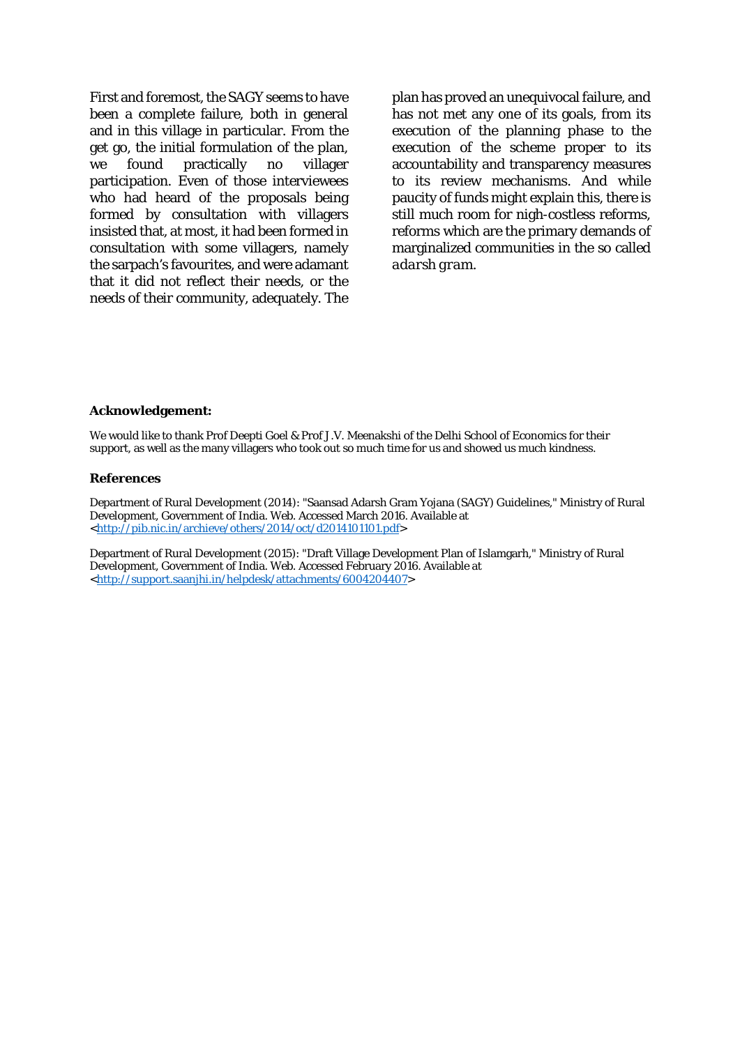First and foremost, the SAGY seems to have been a complete failure, both in general and in this village in particular. From the get go, the initial formulation of the plan, we found practically no villager participation. Even of those interviewees who had heard of the proposals being formed by consultation with villagers insisted that, at most, it had been formed in consultation with some villagers, namely the sarpach's favourites, and were adamant that it did not reflect their needs, or the needs of their community, adequately. The plan has proved an unequivocal failure, and has not met any one of its goals, from its execution of the planning phase to the execution of the scheme proper to its accountability and transparency measures to its review mechanisms. And while paucity of funds might explain this, there is still much room for nigh-costless reforms, reforms which are the primary demands of marginalized communities in the so called *adarsh gram*.

**Acknowledgement:**

We would like to thank Prof Deepti Goel & Prof J.V. Meenakshi of the Delhi School of Economics for their support, as well as the many villagers who took out so much time for us and showed us much kindness.

**References**

Department of Rural Development (2014): "Saansad Adarsh Gram Yojana (SAGY) Guidelines," Ministry of Rural Development, Government of India. Web. Accessed March 2016. Available at <http://pib.nic.in/archieve/others/2014/oct/d2014101101.pdf>

Department of Rural Development (2015): "Draft Village Development Plan of Islamgarh," Ministry of Rural Development, Government of India. Web. Accessed February 2016. Available at <http://support.saanjhi.in/helpdesk/attachments/6004204407>